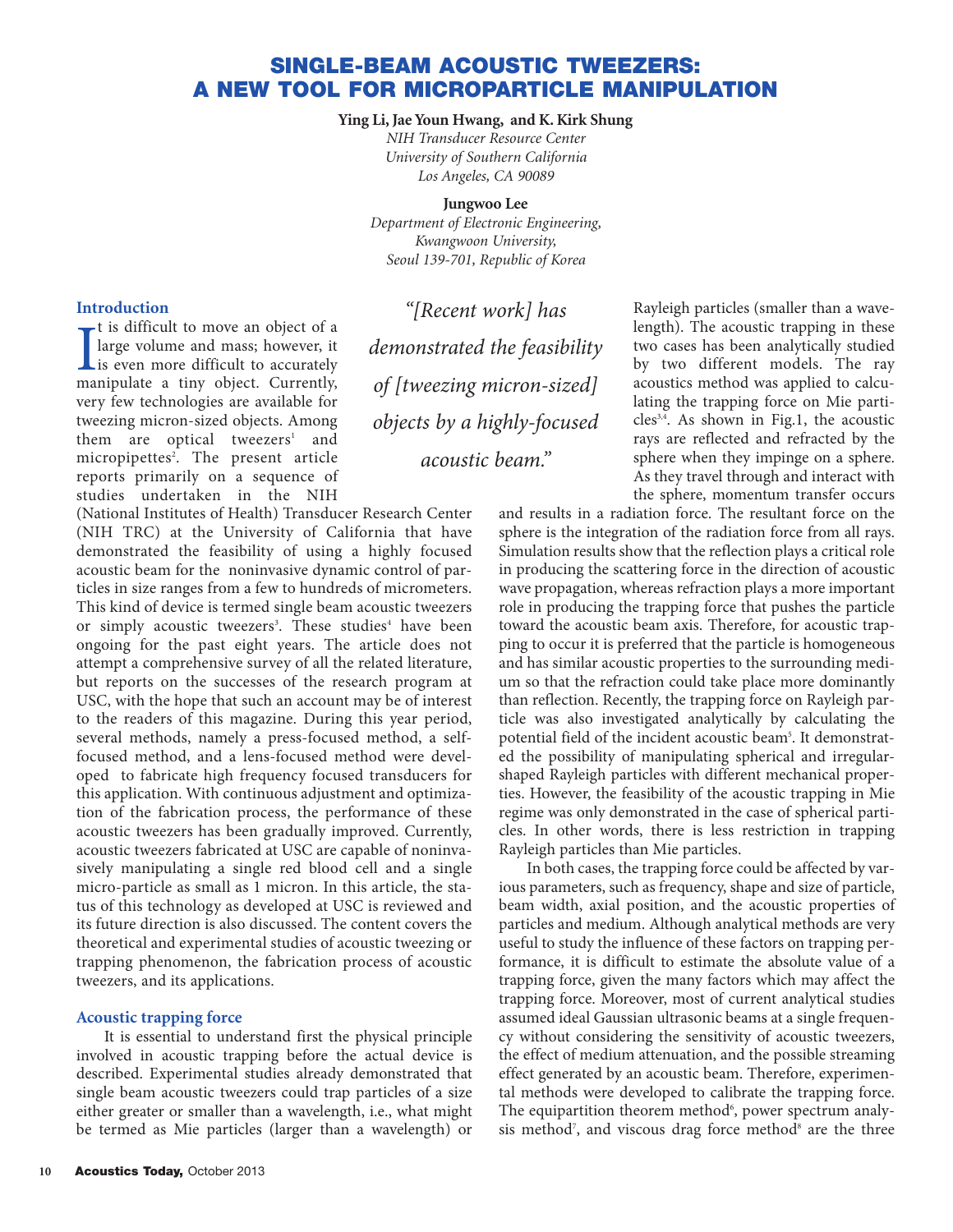# SINGLE-BEAM ACOUSTIC TWEEZERS: A NEW TOOL FOR MICROPARTICLE MANIPULATION

**Ying Li, Jae Youn Hwang, and K. Kirk Shung**

*NIH Transducer Resource Center*
*University of Southern California*
*Los Angeles, CA 90089*

**Jungwoo Lee**

*Department of Electronic Engineering,*
*Kwangwoon University,*
*Seoul 139-701, Republic of Korea*

> *"[Recent work] has demonstrated the feasibility of [tweezing micron-sized] objects by a highly-focused acoustic beam."*

## Introduction

It is difficult to move an object of a large volume and mass; however, it is even more difficult to accurately manipulate a tiny object. Currently, very few technologies are available for tweezing micron-sized objects. Among them are optical tweezers[1] and micropipettes[2]. The present article reports primarily on a sequence of studies undertaken in the NIH (National Institutes of Health) Transducer Research Center (NIH TRC) at the University of California that have demonstrated the feasibility of using a highly focused acoustic beam for the noninvasive dynamic control of particles in size ranges from a few to hundreds of micrometers. This kind of device is termed single beam acoustic tweezers or simply acoustic tweezers[3]. These studies[4] have been ongoing for the past eight years. The article does not attempt a comprehensive survey of all the related literature, but reports on the successes of the research program at USC, with the hope that such an account may be of interest to the readers of this magazine. During this year period, several methods, namely a press-focused method, a self-focused method, and a lens-focused method were developed to fabricate high frequency focused transducers for this application. With continuous adjustment and optimization of the fabrication process, the performance of these acoustic tweezers has been gradually improved. Currently, acoustic tweezers fabricated at USC are capable of noninvasively manipulating a single red blood cell and a single micro-particle as small as 1 micron. In this article, the status of this technology as developed at USC is reviewed and its future direction is also discussed. The content covers the theoretical and experimental studies of acoustic tweezing or trapping phenomenon, the fabrication process of acoustic tweezers, and its applications.

## Acoustic trapping force

It is essential to understand first the physical principle involved in acoustic trapping before the actual device is described. Experimental studies already demonstrated that single beam acoustic tweezers could trap particles of a size either greater or smaller than a wavelength, i.e., what might be termed as Mie particles (larger than a wavelength) or Rayleigh particles (smaller than a wavelength). The acoustic trapping in these two cases has been analytically studied by two different models. The ray acoustics method was applied to calculating the trapping force on Mie particles[3,4]. As shown in Fig.1, the acoustic rays are reflected and refracted by the sphere when they impinge on a sphere. As they travel through and interact with the sphere, momentum transfer occurs and results in a radiation force. The resultant force on the sphere is the integration of the radiation force from all rays. Simulation results show that the reflection plays a critical role in producing the scattering force in the direction of acoustic wave propagation, whereas refraction plays a more important role in producing the trapping force that pushes the particle toward the acoustic beam axis. Therefore, for acoustic trapping to occur it is preferred that the particle is homogeneous and has similar acoustic properties to the surrounding medium so that the refraction could take place more dominantly than reflection. Recently, the trapping force on Rayleigh particle was also investigated analytically by calculating the potential field of the incident acoustic beam[5]. It demonstrated the possibility of manipulating spherical and irregular-shaped Rayleigh particles with different mechanical properties. However, the feasibility of the acoustic trapping in Mie regime was only demonstrated in the case of spherical particles. In other words, there is less restriction in trapping Rayleigh particles than Mie particles.

In both cases, the trapping force could be affected by various parameters, such as frequency, shape and size of particle, beam width, axial position, and the acoustic properties of particles and medium. Although analytical methods are very useful to study the influence of these factors on trapping performance, it is difficult to estimate the absolute value of a trapping force, given the many factors which may affect the trapping force. Moreover, most of current analytical studies assumed ideal Gaussian ultrasonic beams at a single frequency without considering the sensitivity of acoustic tweezers, the effect of medium attenuation, and the possible streaming effect generated by an acoustic beam. Therefore, experimental methods were developed to calibrate the trapping force. The equipartition theorem method[6], power spectrum analysis method[7], and viscous drag force method[8] are the three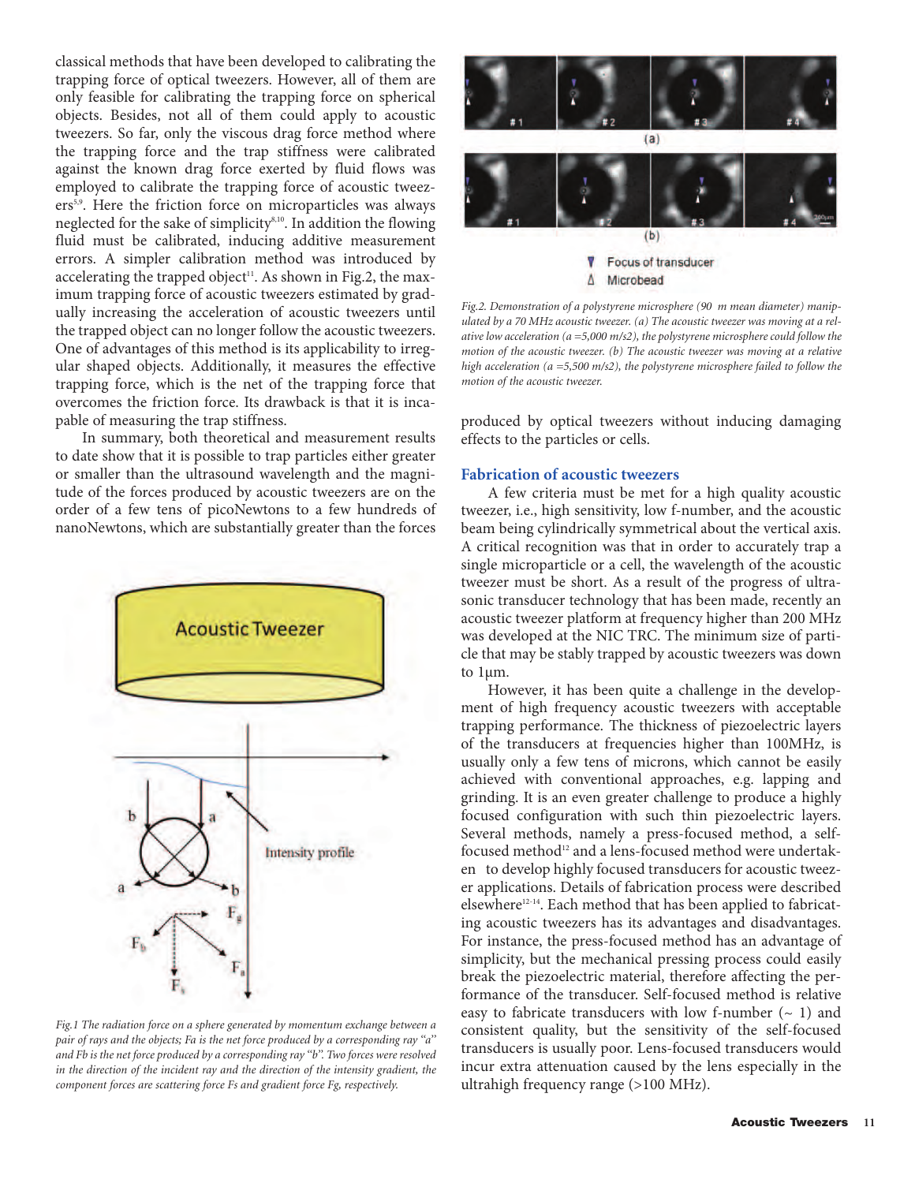classical methods that have been developed to calibrating the trapping force of optical tweezers. However, all of them are only feasible for calibrating the trapping force on spherical objects. Besides, not all of them could apply to acoustic tweezers. So far, only the viscous drag force method where the trapping force and the trap stiffness were calibrated against the known drag force exerted by fluid flows was employed to calibrate the trapping force of acoustic tweezers[5,9]. Here the friction force on microparticles was always neglected for the sake of simplicity[8,10]. In addition the flowing fluid must be calibrated, inducing additive measurement errors. A simpler calibration method was introduced by accelerating the trapped object[11]. As shown in Fig.2, the maximum trapping force of acoustic tweezers estimated by gradually increasing the acceleration of acoustic tweezers until the trapped object can no longer follow the acoustic tweezers. One of advantages of this method is its applicability to irregular shaped objects. Additionally, it measures the effective trapping force, which is the net of the trapping force that overcomes the friction force. Its drawback is that it is incapable of measuring the trap stiffness.

In summary, both theoretical and measurement results to date show that it is possible to trap particles either greater or smaller than the ultrasound wavelength and the magnitude of the forces produced by acoustic tweezers are on the order of a few tens of picoNewtons to a few hundreds of nanoNewtons, which are substantially greater than the forces produced by optical tweezers without inducing damaging effects to the particles or cells.

Acoustic Tweezer

b
a
Intensity profile
a
b
$F_g$
$F_b$
$F_a$
$F_s$

*Fig.1 The radiation force on a sphere generated by momentum exchange between a pair of rays and the objects; Fa is the net force produced by a corresponding ray "a" and Fb is the net force produced by a corresponding ray "b". Two forces were resolved in the direction of the incident ray and the direction of the intensity gradient, the component forces are scattering force Fs and gradient force Fg, respectively.*

#1
#2
#3
#4
(a)
#1
#2
#3
#4
200μm
(b)
Focus of transducer
Microbead

*Fig.2. Demonstration of a polystyrene microsphere (90 m mean diameter) manipulated by a 70 MHz acoustic tweezer. (a) The acoustic tweezer was moving at a relative low acceleration (a =5,000 m/s2), the polystyrene microsphere could follow the motion of the acoustic tweezer. (b) The acoustic tweezer was moving at a relative high acceleration (a =5,500 m/s2), the polystyrene microsphere failed to follow the motion of the acoustic tweezer.*

## Fabrication of acoustic tweezers

A few criteria must be met for a high quality acoustic tweezer, i.e., high sensitivity, low f-number, and the acoustic beam being cylindrically symmetrical about the vertical axis. A critical recognition was that in order to accurately trap a single microparticle or a cell, the wavelength of the acoustic tweezer must be short. As a result of the progress of ultrasonic transducer technology that has been made, recently an acoustic tweezer platform at frequency higher than 200 MHz was developed at the NIC TRC. The minimum size of particle that may be stably trapped by acoustic tweezers was down to 1μm.

However, it has been quite a challenge in the development of high frequency acoustic tweezers with acceptable trapping performance. The thickness of piezoelectric layers of the transducers at frequencies higher than 100MHz, is usually only a few tens of microns, which cannot be easily achieved with conventional approaches, e.g. lapping and grinding. It is an even greater challenge to produce a highly focused configuration with such thin piezoelectric layers. Several methods, namely a press-focused method, a self-focused method[12] and a lens-focused method were undertaken to develop highly focused transducers for acoustic tweezer applications. Details of fabrication process were described elsewhere[12-14]. Each method that has been applied to fabricating acoustic tweezers has its advantages and disadvantages. For instance, the press-focused method has an advantage of simplicity, but the mechanical pressing process could easily break the piezoelectric material, therefore affecting the performance of the transducer. Self-focused method is relative easy to fabricate transducers with low f-number (~ 1) and consistent quality, but the sensitivity of the self-focused transducers is usually poor. Lens-focused transducers would incur extra attenuation caused by the lens especially in the ultrahigh frequency range (>100 MHz).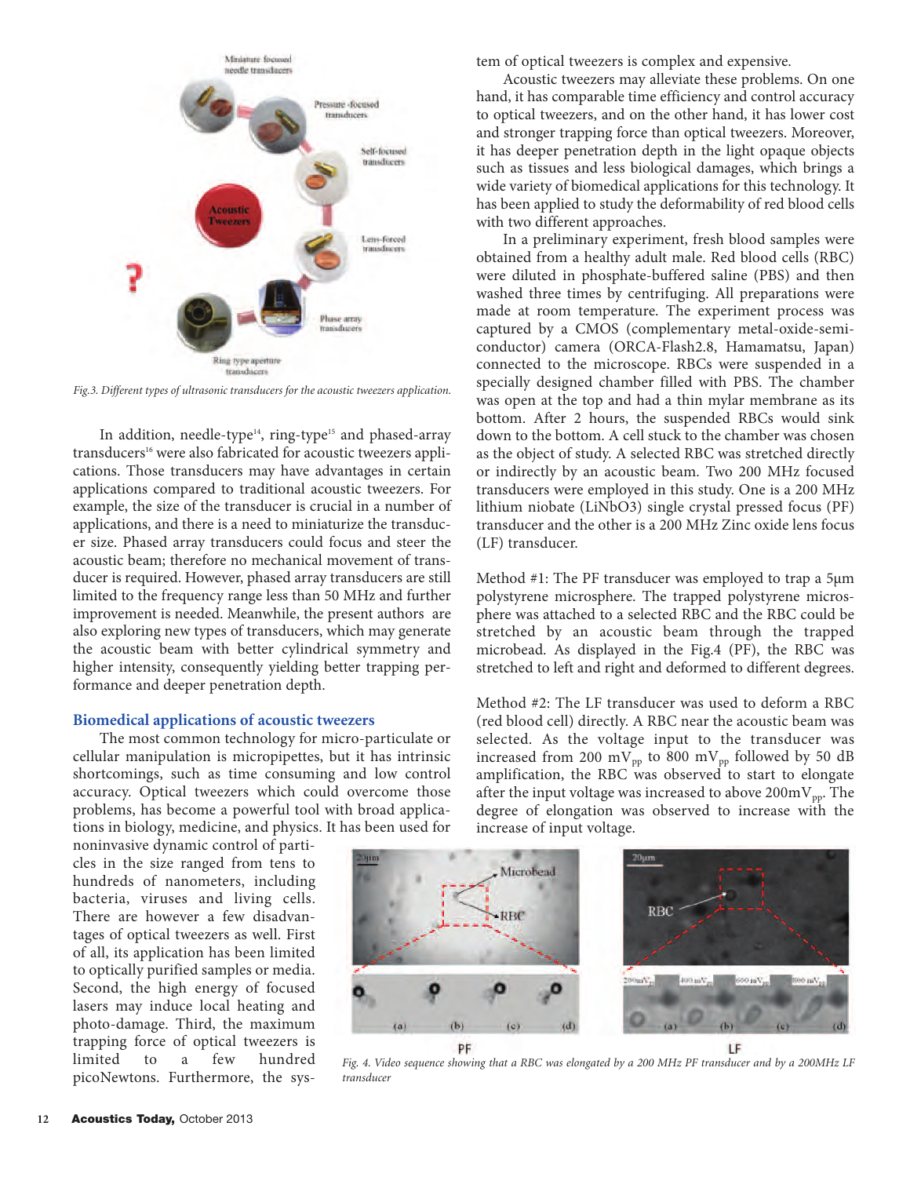Fig.3. Different types of ultrasonic transducers for the acoustic tweezers application.

In addition, needle-type[14], ring-type[15] and phased-array transducers[16] were also fabricated for acoustic tweezers applications. Those transducers may have advantages in certain applications compared to traditional acoustic tweezers. For example, the size of the transducer is crucial in a number of applications, and there is a need to miniaturize the transducer size. Phased array transducers could focus and steer the acoustic beam; therefore no mechanical movement of transducer is required. However, phased array transducers are still limited to the frequency range less than 50 MHz and further improvement is needed. Meanwhile, the present authors are also exploring new types of transducers, which may generate the acoustic beam with better cylindrical symmetry and higher intensity, consequently yielding better trapping performance and deeper penetration depth.

## Biomedical applications of acoustic tweezers

The most common technology for micro-particulate or cellular manipulation is micropipettes, but it has intrinsic shortcomings, such as time consuming and low control accuracy. Optical tweezers which could overcome those problems, has become a powerful tool with broad applications in biology, medicine, and physics. It has been used for noninvasive dynamic control of particles in the size ranged from tens to hundreds of nanometers, including bacteria, viruses and living cells. There are however a few disadvantages of optical tweezers as well. First of all, its application has been limited to optically purified samples or media. Second, the high energy of focused lasers may induce local heating and photo-damage. Third, the maximum trapping force of optical tweezers is limited to a few hundred picoNewtons. Furthermore, the system of optical tweezers is complex and expensive.

Acoustic tweezers may alleviate these problems. On one hand, it has comparable time efficiency and control accuracy to optical tweezers, and on the other hand, it has lower cost and stronger trapping force than optical tweezers. Moreover, it has deeper penetration depth in the light opaque objects such as tissues and less biological damages, which brings a wide variety of biomedical applications for this technology. It has been applied to study the deformability of red blood cells with two different approaches.

In a preliminary experiment, fresh blood samples were obtained from a healthy adult male. Red blood cells (RBC) were diluted in phosphate-buffered saline (PBS) and then washed three times by centrifuging. All preparations were made at room temperature. The experiment process was captured by a CMOS (complementary metal-oxide-semiconductor) camera (ORCA-Flash2.8, Hamamatsu, Japan) connected to the microscope. RBCs were suspended in a specially designed chamber filled with PBS. The chamber was open at the top and had a thin mylar membrane as its bottom. After 2 hours, the suspended RBCs would sink down to the bottom. A cell stuck to the chamber was chosen as the object of study. A selected RBC was stretched directly or indirectly by an acoustic beam. Two 200 MHz focused transducers were employed in this study. One is a 200 MHz lithium niobate ($LiNbO_3$) single crystal pressed focus (PF) transducer and the other is a 200 MHz Zinc oxide lens focus (LF) transducer.

Method #1: The PF transducer was employed to trap a 5μm polystyrene microsphere. The trapped polystyrene microsphere was attached to a selected RBC and the RBC could be stretched by an acoustic beam through the trapped microbead. As displayed in the Fig.4 (PF), the RBC was stretched to left and right and deformed to different degrees.

Method #2: The LF transducer was used to deform a RBC (red blood cell) directly. A RBC near the acoustic beam was selected. As the voltage input to the transducer was increased from 200 $mV_{pp}$ to 800 $mV_{pp}$ followed by 50 dB amplification, the RBC was observed to start to elongate after the input voltage was increased to above 200$mV_{pp}$. The degree of elongation was observed to increase with the increase of input voltage.

Fig. 4. Video sequence showing that a RBC was elongated by a 200 MHz PF transducer and by a 200MHz LF transducer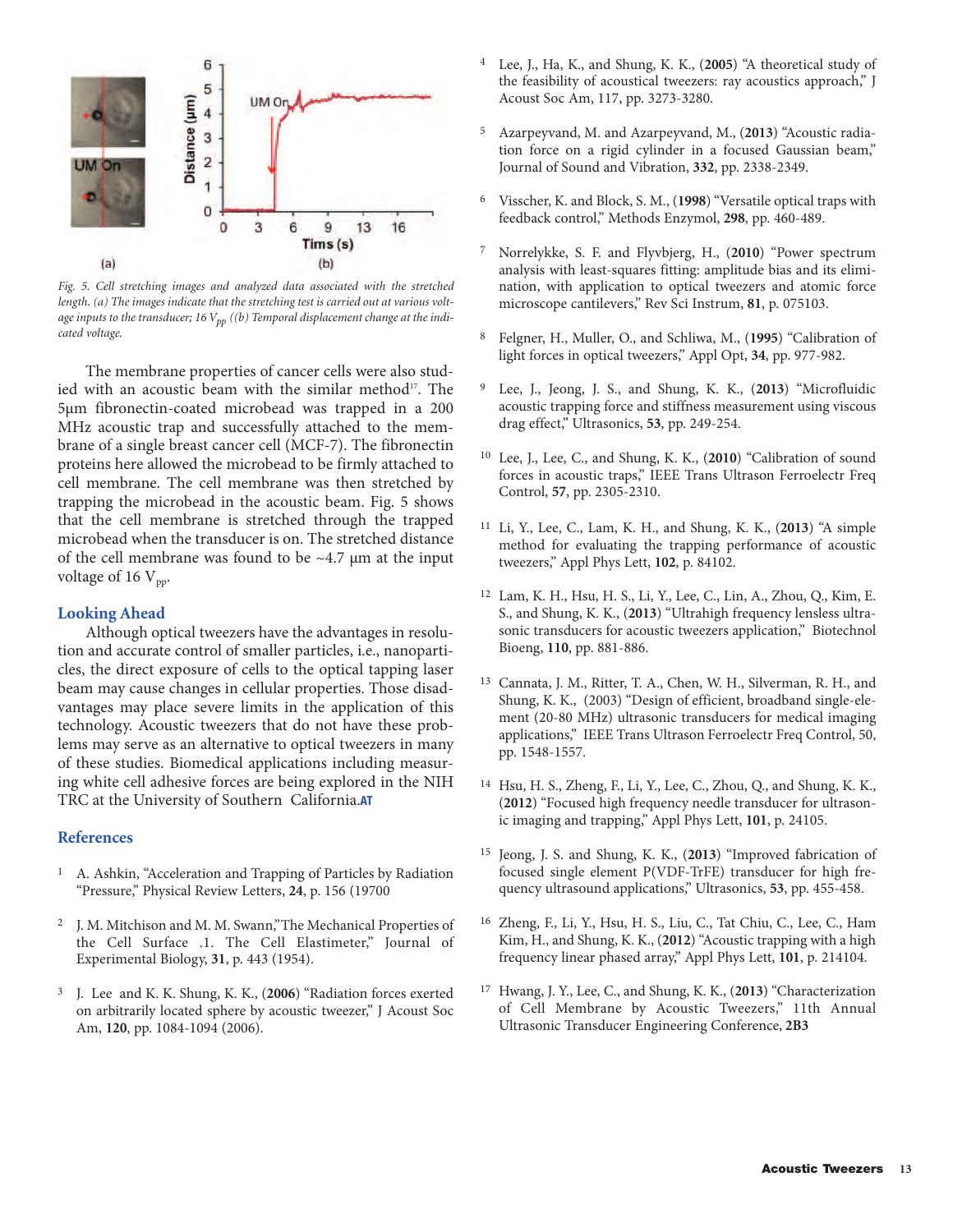UM On

UM On

6
5
4
3
2
1
0

Distance (μm)

0 3 6 9 13 16

Tims (s)

(a)

(b)

*Fig. 5. Cell stretching images and analyzed data associated with the stretched length. (a) The images indicate that the stretching test is carried out at various voltage inputs to the transducer; 16 $V_{pp}$ ((b) Temporal displacement change at the indicated voltage.*

The membrane properties of cancer cells were also studied with an acoustic beam with the similar method[17]. The 5μm fibronectin-coated microbead was trapped in a 200 MHz acoustic trap and successfully attached to the membrane of a single breast cancer cell (MCF-7). The fibronectin proteins here allowed the microbead to be firmly attached to cell membrane. The cell membrane was then stretched by trapping the microbead in the acoustic beam. Fig. 5 shows that the cell membrane is stretched through the trapped microbead when the transducer is on. The stretched distance of the cell membrane was found to be ~4.7 μm at the input voltage of 16 $V_{pp}$.

## Looking Ahead

Although optical tweezers have the advantages in resolution and accurate control of smaller particles, i.e., nanoparticles, the direct exposure of cells to the optical tapping laser beam may cause changes in cellular properties. Those disadvantages may place severe limits in the application of this technology. Acoustic tweezers that do not have these problems may serve as an alternative to optical tweezers in many of these studies. Biomedical applications including measuring white cell adhesive forces are being explored in the NIH TRC at the University of Southern California.**AT**

## References

1. A. Ashkin, "Acceleration and Trapping of Particles by Radiation "Pressure," Physical Review Letters, **24**, p. 156 (19700

2. J. M. Mitchison and M. M. Swann,"The Mechanical Properties of the Cell Surface .1. The Cell Elastimeter," Journal of Experimental Biology, **31**, p. 443 (1954).

3. J. Lee and K. K. Shung, K. K., (**2006**) "Radiation forces exerted on arbitrarily located sphere by acoustic tweezer," J Acoust Soc Am, **120**, pp. 1084-1094 (2006).

4. Lee, J., Ha, K., and Shung, K. K., (**2005**) "A theoretical study of the feasibility of acoustical tweezers: ray acoustics approach," J Acoust Soc Am, 117, pp. 3273-3280.

5. Azarpeyvand, M. and Azarpeyvand, M., (**2013**) "Acoustic radiation force on a rigid cylinder in a focused Gaussian beam," Journal of Sound and Vibration, **332**, pp. 2338-2349.

6. Visscher, K. and Block, S. M., (**1998**) "Versatile optical traps with feedback control," Methods Enzymol, **298**, pp. 460-489.

7. Norrelykke, S. F. and Flyvbjerg, H., (**2010**) "Power spectrum analysis with least-squares fitting: amplitude bias and its elimination, with application to optical tweezers and atomic force microscope cantilevers," Rev Sci Instrum, **81**, p. 075103.

8. Felgner, H., Muller, O., and Schliwa, M., (**1995**) "Calibration of light forces in optical tweezers," Appl Opt, **34**, pp. 977-982.

9. Lee, J., Jeong, J. S., and Shung, K. K., (**2013**) "Microfluidic acoustic trapping force and stiffness measurement using viscous drag effect," Ultrasonics, **53**, pp. 249-254.

10. Lee, J., Lee, C., and Shung, K. K., (**2010**) "Calibration of sound forces in acoustic traps," IEEE Trans Ultrason Ferroelectr Freq Control, **57**, pp. 2305-2310.

11. Li, Y., Lee, C., Lam, K. H., and Shung, K. K., (**2013**) "A simple method for evaluating the trapping performance of acoustic tweezers," Appl Phys Lett, **102**, p. 84102.

12. Lam, K. H., Hsu, H. S., Li, Y., Lee, C., Lin, A., Zhou, Q., Kim, E. S., and Shung, K. K., (**2013**) "Ultrahigh frequency lensless ultrasonic transducers for acoustic tweezers application," Biotechnol Bioeng, **110**, pp. 881-886.

13. Cannata, J. M., Ritter, T. A., Chen, W. H., Silverman, R. H., and Shung, K. K., (2003) "Design of efficient, broadband single-element (20-80 MHz) ultrasonic transducers for medical imaging applications," IEEE Trans Ultrason Ferroelectr Freq Control, 50, pp. 1548-1557.

14. Hsu, H. S., Zheng, F., Li, Y., Lee, C., Zhou, Q., and Shung, K. K., (**2012**) "Focused high frequency needle transducer for ultrasonic imaging and trapping," Appl Phys Lett, **101**, p. 24105.

15. Jeong, J. S. and Shung, K. K., (**2013**) "Improved fabrication of focused single element P(VDF-TrFE) transducer for high frequency ultrasound applications," Ultrasonics, **53**, pp. 455-458.

16. Zheng, F., Li, Y., Hsu, H. S., Liu, C., Tat Chiu, C., Lee, C., Ham Kim, H., and Shung, K. K., (**2012**) "Acoustic trapping with a high frequency linear phased array," Appl Phys Lett, **101**, p. 214104.

17. Hwang, J. Y., Lee, C., and Shung, K. K., (**2013**) "Characterization of Cell Membrane by Acoustic Tweezers," 11th Annual Ultrasonic Transducer Engineering Conference, **2B3**